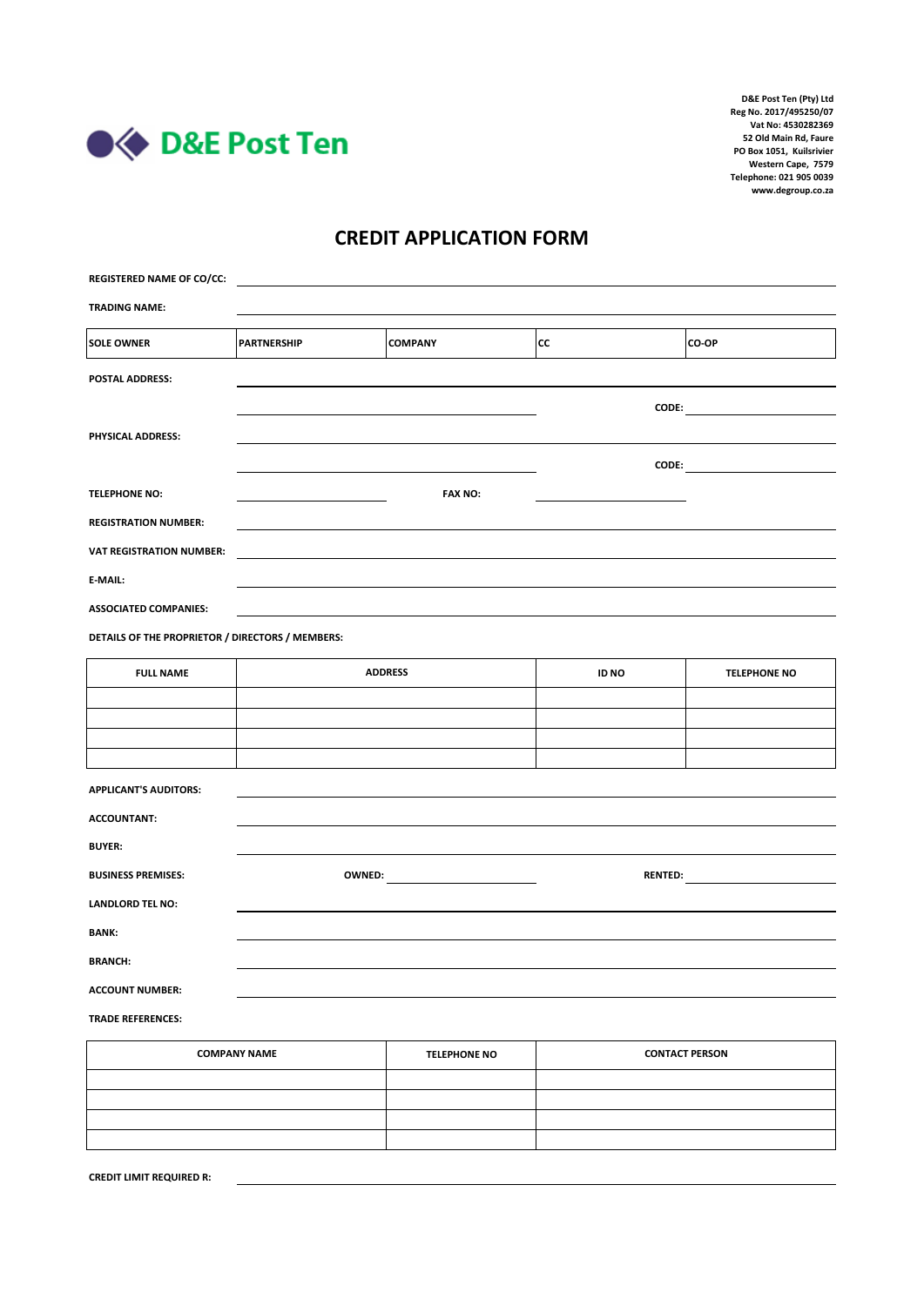D&E Post Ten

D&E Post Ten (Pty) Ltd
Reg No. 2017/495250/07
Vat No: 4530282369
52 Old Main Rd, Faure
PO Box 1051, Kuilsrivier
Western Cape, 7579
Telephone: 021 905 0039
www.degroup.co.za

# CREDIT APPLICATION FORM

**REGISTERED NAME OF CO/CC:** ______________________________

**TRADING NAME:** ______________________________

| SOLE OWNER | PARTNERSHIP | COMPANY | CC | CO-OP |
|---|---|---|---|---|

**POSTAL ADDRESS:** ______________________________

______________________________ **CODE:** __________

**PHYSICAL ADDRESS:** ______________________________

______________________________ **CODE:** __________

**TELEPHONE NO:** __________ **FAX NO:** __________

**REGISTRATION NUMBER:** ______________________________

**VAT REGISTRATION NUMBER:** ______________________________

**E-MAIL:** ______________________________

**ASSOCIATED COMPANIES:** ______________________________

**DETAILS OF THE PROPRIETOR / DIRECTORS / MEMBERS:**

| FULL NAME | ADDRESS | ID NO | TELEPHONE NO |
|---|---|---|---|
| | | | |
| | | | |
| | | | |
| | | | |

**APPLICANT'S AUDITORS:** ______________________________

**ACCOUNTANT:** ______________________________

**BUYER:** ______________________________

**BUSINESS PREMISES:** **OWNED:** __________ **RENTED:** __________

**LANDLORD TEL NO:** ______________________________

**BANK:** ______________________________

**BRANCH:** ______________________________

**ACCOUNT NUMBER:** ______________________________

**TRADE REFERENCES:**

| COMPANY NAME | TELEPHONE NO | CONTACT PERSON |
|---|---|---|
| | | |
| | | |
| | | |
| | | |

**CREDIT LIMIT REQUIRED R:** ______________________________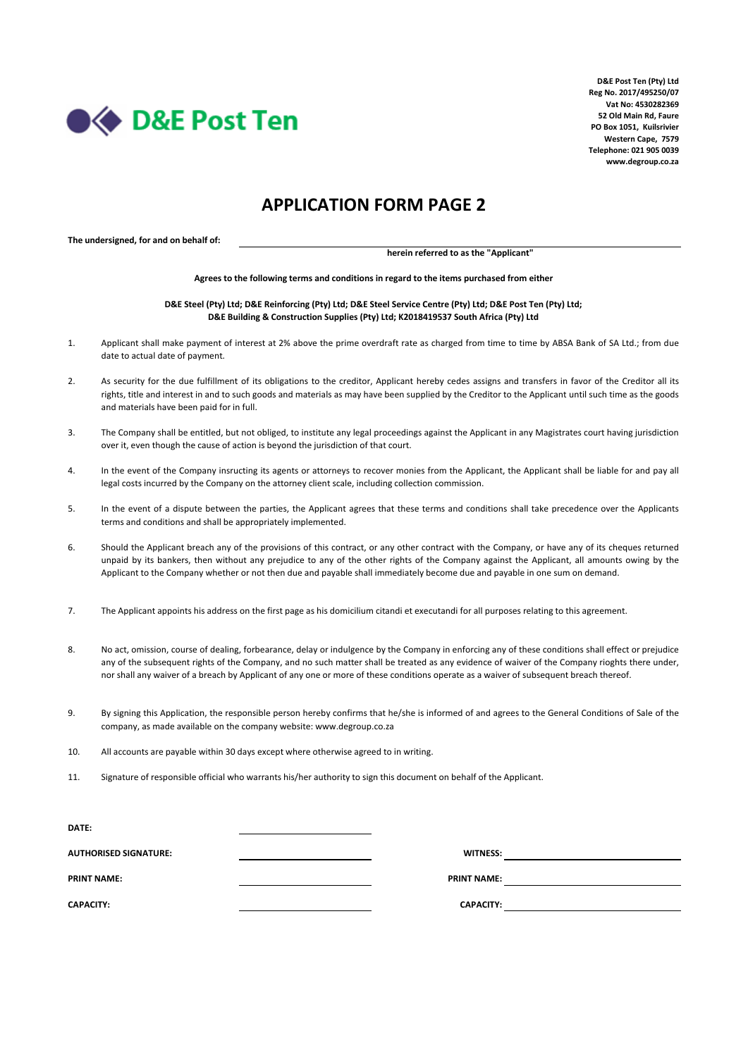D&E Post Ten

**D&E Post Ten (Pty) Ltd**
**Reg No. 2017/495250/07**
**Vat No: 4530282369**
**52 Old Main Rd, Faure**
**PO Box 1051, Kuilsrivier**
**Western Cape, 7579**
**Telephone: 021 905 0039**
**www.degroup.co.za**

# APPLICATION FORM PAGE 2

**The undersigned, for and on behalf of:** ______________________________

**herein referred to as the "Applicant"**

**Agrees to the following terms and conditions in regard to the items purchased from either**

**D&E Steel (Pty) Ltd; D&E Reinforcing (Pty) Ltd; D&E Steel Service Centre (Pty) Ltd; D&E Post Ten (Pty) Ltd; D&E Building & Construction Supplies (Pty) Ltd; K2018419537 South Africa (Pty) Ltd**

1. Applicant shall make payment of interest at 2% above the prime overdraft rate as charged from time to time by ABSA Bank of SA Ltd.; from due date to actual date of payment.

2. As security for the due fulfillment of its obligations to the creditor, Applicant hereby cedes assigns and transfers in favor of the Creditor all its rights, title and interest in and to such goods and materials as may have been supplied by the Creditor to the Applicant until such time as the goods and materials have been paid for in full.

3. The Company shall be entitled, but not obliged, to institute any legal proceedings against the Applicant in any Magistrates court having jurisdiction over it, even though the cause of action is beyond the jurisdiction of that court.

4. In the event of the Company insructing its agents or attorneys to recover monies from the Applicant, the Applicant shall be liable for and pay all legal costs incurred by the Company on the attorney client scale, including collection commission.

5. In the event of a dispute between the parties, the Applicant agrees that these terms and conditions shall take precedence over the Applicants terms and conditions and shall be appropriately implemented.

6. Should the Applicant breach any of the provisions of this contract, or any other contract with the Company, or have any of its cheques returned unpaid by its bankers, then without any prejudice to any of the other rights of the Company against the Applicant, all amounts owing by the Applicant to the Company whether or not then due and payable shall immediately become due and payable in one sum on demand.

7. The Applicant appoints his address on the first page as his domicilium citandi et executandi for all purposes relating to this agreement.

8. No act, omission, course of dealing, forbearance, delay or indulgence by the Company in enforcing any of these conditions shall effect or prejudice any of the subsequent rights of the Company, and no such matter shall be treated as any evidence of waiver of the Company rioghts there under, nor shall any waiver of a breach by Applicant of any one or more of these conditions operate as a waiver of subsequent breach thereof.

9. By signing this Application, the responsible person hereby confirms that he/she is informed of and agrees to the General Conditions of Sale of the company, as made available on the company website: www.degroup.co.za

10. All accounts are payable within 30 days except where otherwise agreed to in writing.

11. Signature of responsible official who warrants his/her authority to sign this document on behalf of the Applicant.

**DATE:** ______________________________

| | | | |
|---|---|---|---|
| **AUTHORISED SIGNATURE:** | ______________ | **WITNESS:** | ______________ |
| **PRINT NAME:** | ______________ | **PRINT NAME:** | ______________ |
| **CAPACITY:** | ______________ | **CAPACITY:** | ______________ |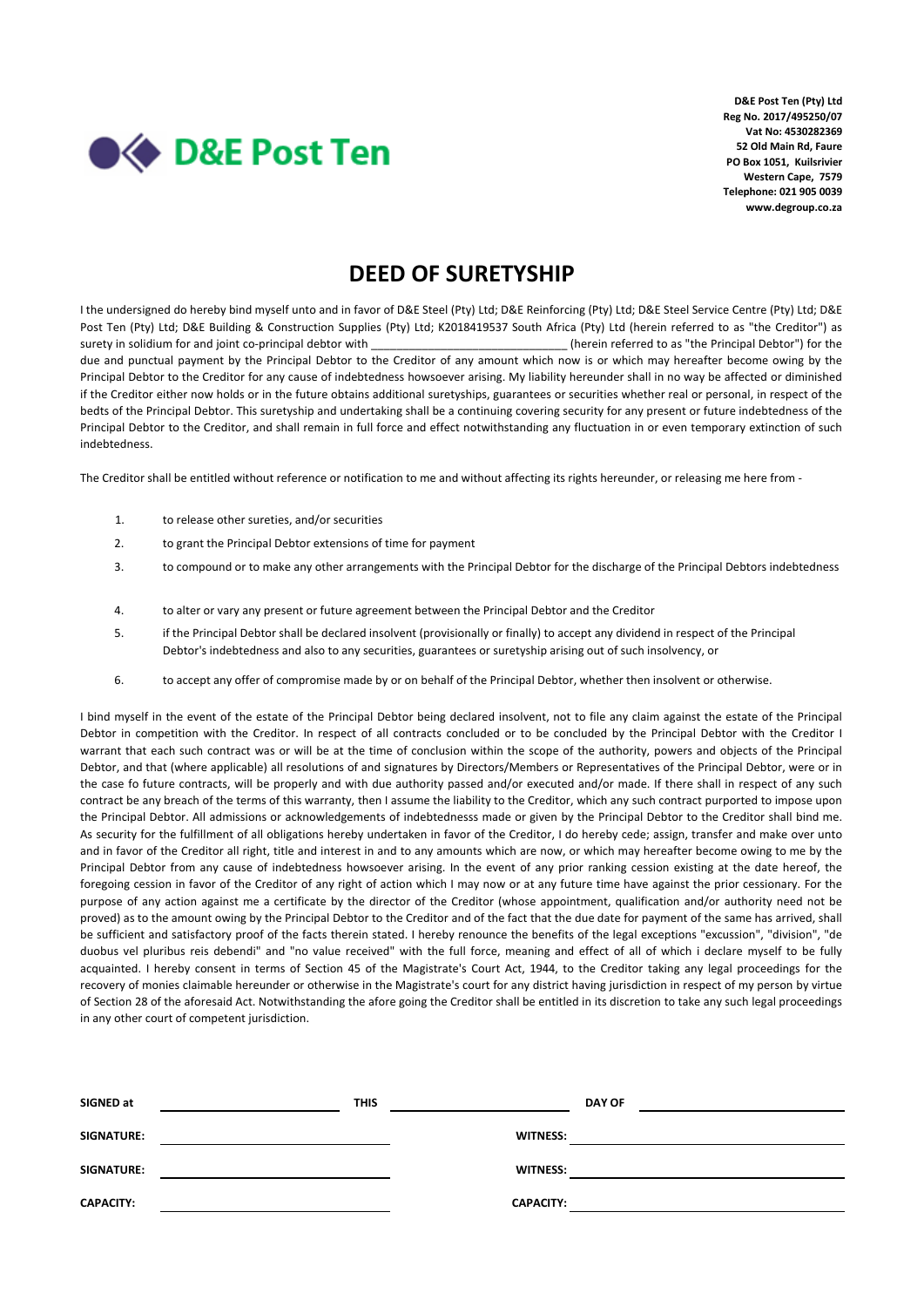**D&E Post Ten**

**D&E Post Ten (Pty) Ltd**
**Reg No. 2017/495250/07**
**Vat No: 4530282369**
**52 Old Main Rd, Faure**
**PO Box 1051, Kuilsrivier**
**Western Cape, 7579**
**Telephone: 021 905 0039**
**www.degroup.co.za**

# DEED OF SURETYSHIP

I the undersigned do hereby bind myself unto and in favor of D&E Steel (Pty) Ltd; D&E Reinforcing (Pty) Ltd; D&E Steel Service Centre (Pty) Ltd; D&E Post Ten (Pty) Ltd; D&E Building & Construction Supplies (Pty) Ltd; K2018419537 South Africa (Pty) Ltd (herein referred to as "the Creditor") as surety in solidium for and joint co-principal debtor with ______________________________ (herein referred to as "the Principal Debtor") for the due and punctual payment by the Principal Debtor to the Creditor of any amount which now is or which may hereafter become owing by the Principal Debtor to the Creditor for any cause of indebtedness howsoever arising. My liability hereunder shall in no way be affected or diminished if the Creditor either now holds or in the future obtains additional suretyships, guarantees or securities whether real or personal, in respect of the bedts of the Principal Debtor. This suretyship and undertaking shall be a continuing covering security for any present or future indebtedness of the Principal Debtor to the Creditor, and shall remain in full force and effect notwithstanding any fluctuation in or even temporary extinction of such indebtedness.

The Creditor shall be entitled without reference or notification to me and without affecting its rights hereunder, or releasing me here from -

1. to release other sureties, and/or securities
2. to grant the Principal Debtor extensions of time for payment
3. to compound or to make any other arrangements with the Principal Debtor for the discharge of the Principal Debtors indebtedness
4. to alter or vary any present or future agreement between the Principal Debtor and the Creditor
5. if the Principal Debtor shall be declared insolvent (provisionally or finally) to accept any dividend in respect of the Principal Debtor's indebtedness and also to any securities, guarantees or suretyship arising out of such insolvency, or
6. to accept any offer of compromise made by or on behalf of the Principal Debtor, whether then insolvent or otherwise.

I bind myself in the event of the estate of the Principal Debtor being declared insolvent, not to file any claim against the estate of the Principal Debtor in competition with the Creditor. In respect of all contracts concluded or to be concluded by the Principal Debtor with the Creditor I warrant that each such contract was or will be at the time of conclusion within the scope of the authority, powers and objects of the Principal Debtor, and that (where applicable) all resolutions of and signatures by Directors/Members or Representatives of the Principal Debtor, were or in the case fo future contracts, will be properly and with due authority passed and/or executed and/or made. If there shall in respect of any such contract be any breach of the terms of this warranty, then I assume the liability to the Creditor, which any such contract purported to impose upon the Principal Debtor. All admissions or acknowledgements of indebtednesss made or given by the Principal Debtor to the Creditor shall bind me. As security for the fulfillment of all obligations hereby undertaken in favor of the Creditor, I do hereby cede; assign, transfer and make over unto and in favor of the Creditor all right, title and interest in and to any amounts which are now, or which may hereafter become owing to me by the Principal Debtor from any cause of indebtedness howsoever arising. In the event of any prior ranking cession existing at the date hereof, the foregoing cession in favor of the Creditor of any right of action which I may now or at any future time have against the prior cessionary. For the purpose of any action against me a certificate by the director of the Creditor (whose appointment, qualification and/or authority need not be proved) as to the amount owing by the Principal Debtor to the Creditor and of the fact that the due date for payment of the same has arrived, shall be sufficient and satisfactory proof of the facts therein stated. I hereby renounce the benefits of the legal exceptions "excussion", "division", "de duobus vel pluribus reis debendi" and "no value received" with the full force, meaning and effect of all of which i declare myself to be fully acquainted. I hereby consent in terms of Section 45 of the Magistrate's Court Act, 1944, to the Creditor taking any legal proceedings for the recovery of monies claimable hereunder or otherwise in the Magistrate's court for any district having jurisdiction in respect of my person by virtue of Section 28 of the aforesaid Act. Notwithstanding the afore going the Creditor shall be entitled in its discretion to take any such legal proceedings in any other court of competent jurisdiction.

**SIGNED at** ______________________ **THIS** ______________________ **DAY OF** ______________________

**SIGNATURE:** ______________________ **WITNESS:** ______________________

**SIGNATURE:** ______________________ **WITNESS:** ______________________

**CAPACITY:** ______________________ **CAPACITY:** ______________________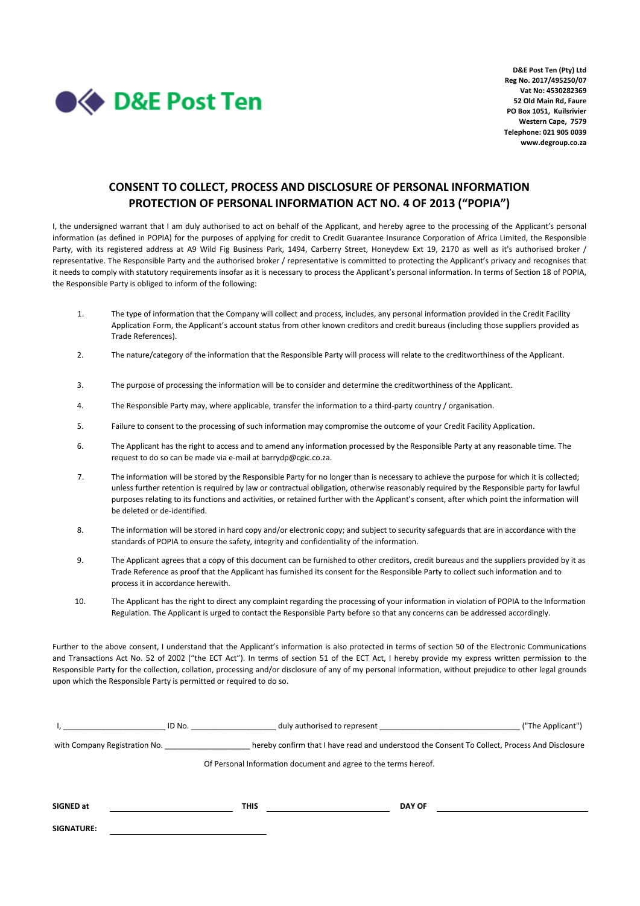D&E Post Ten

**D&E Post Ten (Pty) Ltd**
**Reg No. 2017/495250/07**
**Vat No: 4530282369**
**52 Old Main Rd, Faure**
**PO Box 1051, Kuilsrivier**
**Western Cape, 7579**
**Telephone: 021 905 0039**
**www.degroup.co.za**

## CONSENT TO COLLECT, PROCESS AND DISCLOSURE OF PERSONAL INFORMATION PROTECTION OF PERSONAL INFORMATION ACT NO. 4 OF 2013 ("POPIA")

I, the undersigned warrant that I am duly authorised to act on behalf of the Applicant, and hereby agree to the processing of the Applicant's personal information (as defined in POPIA) for the purposes of applying for credit to Credit Guarantee Insurance Corporation of Africa Limited, the Responsible Party, with its registered address at A9 Wild Fig Business Park, 1494, Carberry Street, Honeydew Ext 19, 2170 as well as it's authorised broker / representative. The Responsible Party and the authorised broker / representative is committed to protecting the Applicant's privacy and recognises that it needs to comply with statutory requirements insofar as it is necessary to process the Applicant's personal information. In terms of Section 18 of POPIA, the Responsible Party is obliged to inform of the following:

1. The type of information that the Company will collect and process, includes, any personal information provided in the Credit Facility Application Form, the Applicant's account status from other known creditors and credit bureaus (including those suppliers provided as Trade References).
2. The nature/category of the information that the Responsible Party will process will relate to the creditworthiness of the Applicant.
3. The purpose of processing the information will be to consider and determine the creditworthiness of the Applicant.
4. The Responsible Party may, where applicable, transfer the information to a third-party country / organisation.
5. Failure to consent to the processing of such information may compromise the outcome of your Credit Facility Application.
6. The Applicant has the right to access and to amend any information processed by the Responsible Party at any reasonable time. The request to do so can be made via e-mail at barrydp@cgic.co.za.
7. The information will be stored by the Responsible Party for no longer than is necessary to achieve the purpose for which it is collected; unless further retention is required by law or contractual obligation, otherwise reasonably required by the Responsible party for lawful purposes relating to its functions and activities, or retained further with the Applicant's consent, after which point the information will be deleted or de-identified.
8. The information will be stored in hard copy and/or electronic copy; and subject to security safeguards that are in accordance with the standards of POPIA to ensure the safety, integrity and confidentiality of the information.
9. The Applicant agrees that a copy of this document can be furnished to other creditors, credit bureaus and the suppliers provided by it as Trade Reference as proof that the Applicant has furnished its consent for the Responsible Party to collect such information and to process it in accordance herewith.
10. The Applicant has the right to direct any complaint regarding the processing of your information in violation of POPIA to the Information Regulation. The Applicant is urged to contact the Responsible Party before so that any concerns can be addressed accordingly.

Further to the above consent, I understand that the Applicant's information is also protected in terms of section 50 of the Electronic Communications and Transactions Act No. 52 of 2002 ("the ECT Act"). In terms of section 51 of the ECT Act, I hereby provide my express written permission to the Responsible Party for the collection, collation, processing and/or disclosure of any of my personal information, without prejudice to other legal grounds upon which the Responsible Party is permitted or required to do so.

I, _______________________ ID No. ___________________ duly authorised to represent _______________________________ ("The Applicant")

with Company Registration No. ___________________ hereby confirm that I have read and understood the Consent To Collect, Process And Disclosure Of Personal Information document and agree to the terms hereof.

**SIGNED at** ____________________ **THIS** ____________________ **DAY OF** ____________________

**SIGNATURE:** ____________________